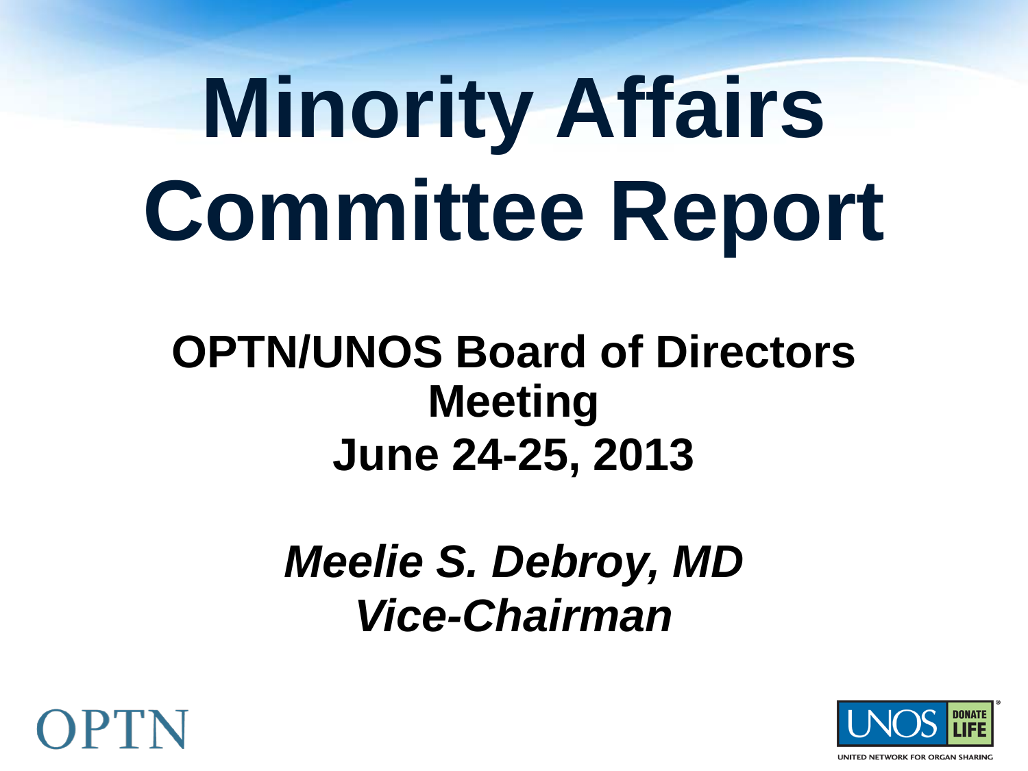# Minority Affairs Committee Report

## OPTN/UNOS Board of Directors Meeting
## June 24-25, 2013

***Meelie S. Debroy, MD***
***Vice-Chairman***

OPTN

UNOS DONATE LIFE

UNITED NETWORK FOR ORGAN SHARING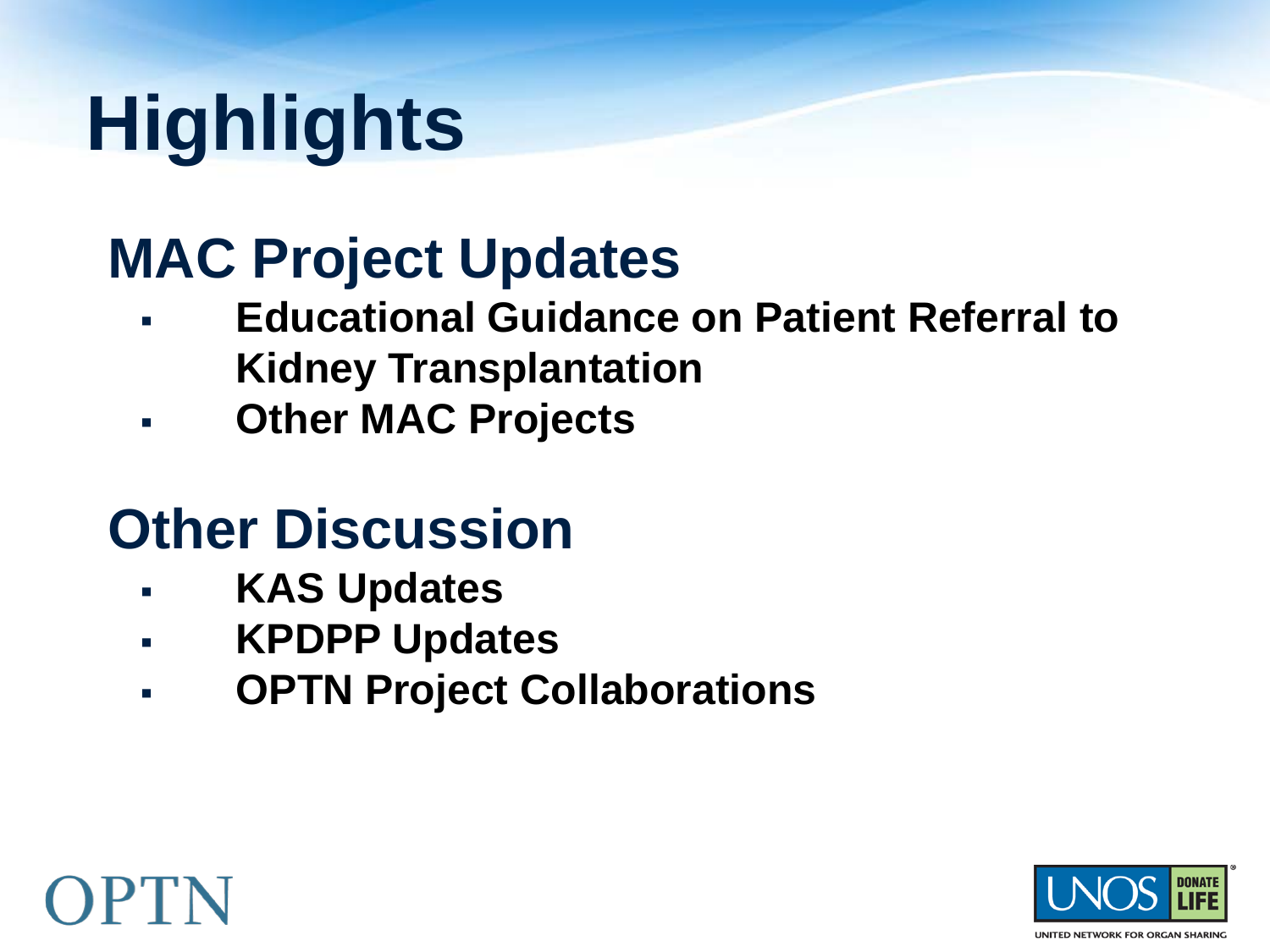# Highlights

## MAC Project Updates

- **Educational Guidance on Patient Referral to Kidney Transplantation**
- **Other MAC Projects**

## Other Discussion

- **KAS Updates**
- **KPDPP Updates**
- **OPTN Project Collaborations**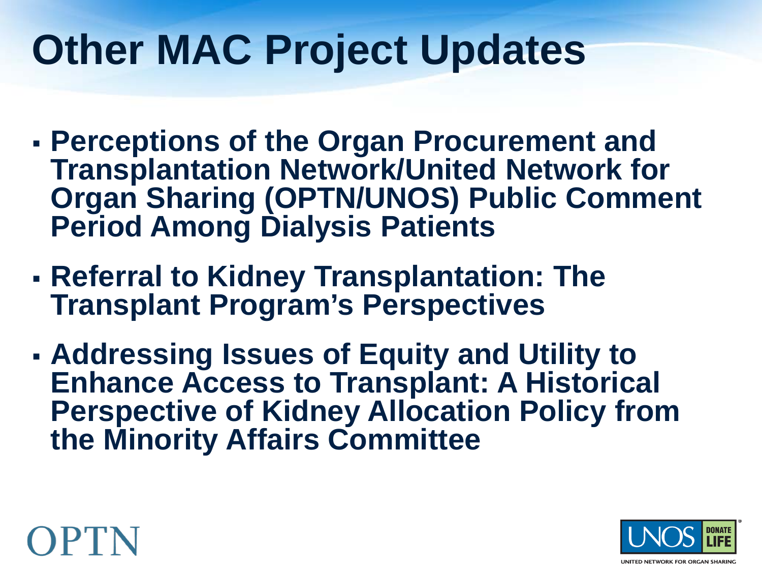# Other MAC Project Updates

- **Perceptions of the Organ Procurement and Transplantation Network/United Network for Organ Sharing (OPTN/UNOS) Public Comment Period Among Dialysis Patients**
- **Referral to Kidney Transplantation: The Transplant Program's Perspectives**
- **Addressing Issues of Equity and Utility to Enhance Access to Transplant: A Historical Perspective of Kidney Allocation Policy from the Minority Affairs Committee**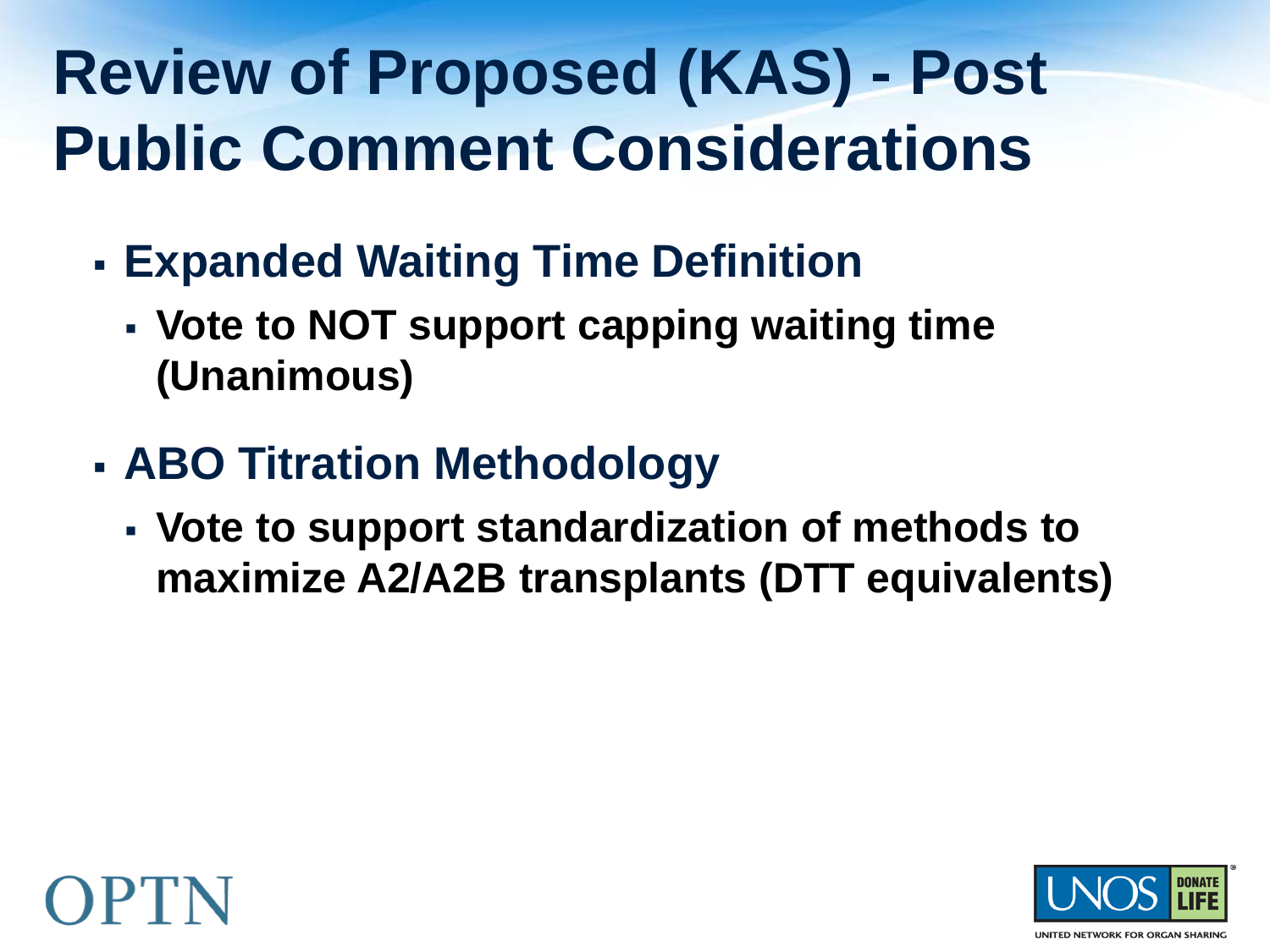# Review of Proposed (KAS) - Post Public Comment Considerations

- **Expanded Waiting Time Definition**
  - **Vote to NOT support capping waiting time (Unanimous)**
- **ABO Titration Methodology**
  - **Vote to support standardization of methods to maximize A2/A2B transplants (DTT equivalents)**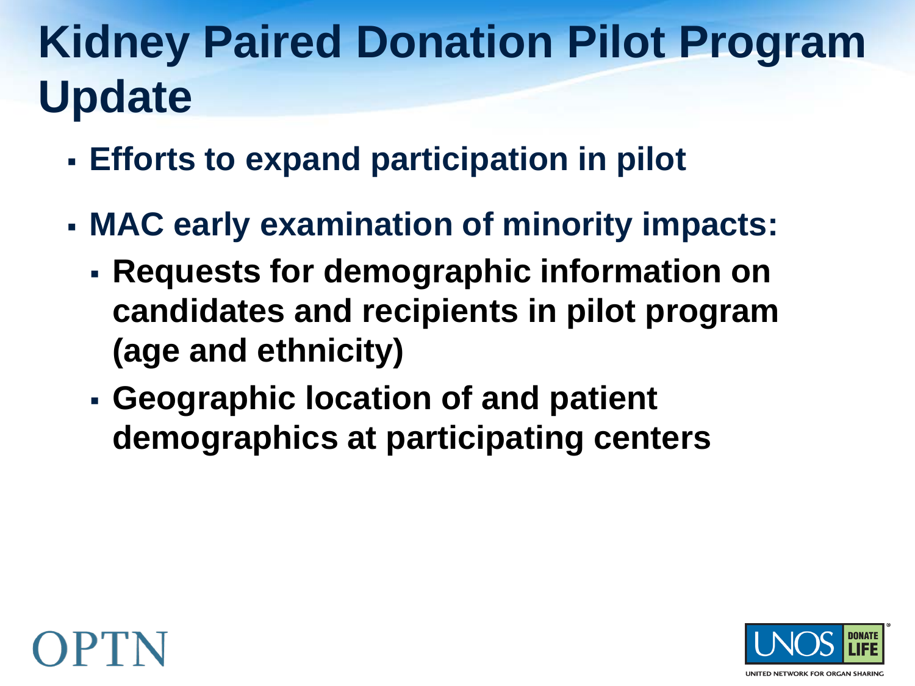# Kidney Paired Donation Pilot Program Update

- Efforts to expand participation in pilot
- MAC early examination of minority impacts:
  - Requests for demographic information on candidates and recipients in pilot program (age and ethnicity)
  - Geographic location of and patient demographics at participating centers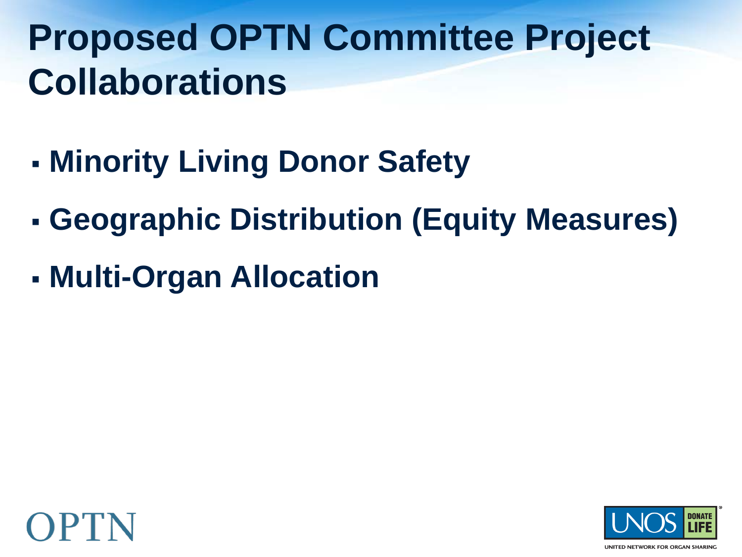# Proposed OPTN Committee Project Collaborations

- Minority Living Donor Safety
- Geographic Distribution (Equity Measures)
- Multi-Organ Allocation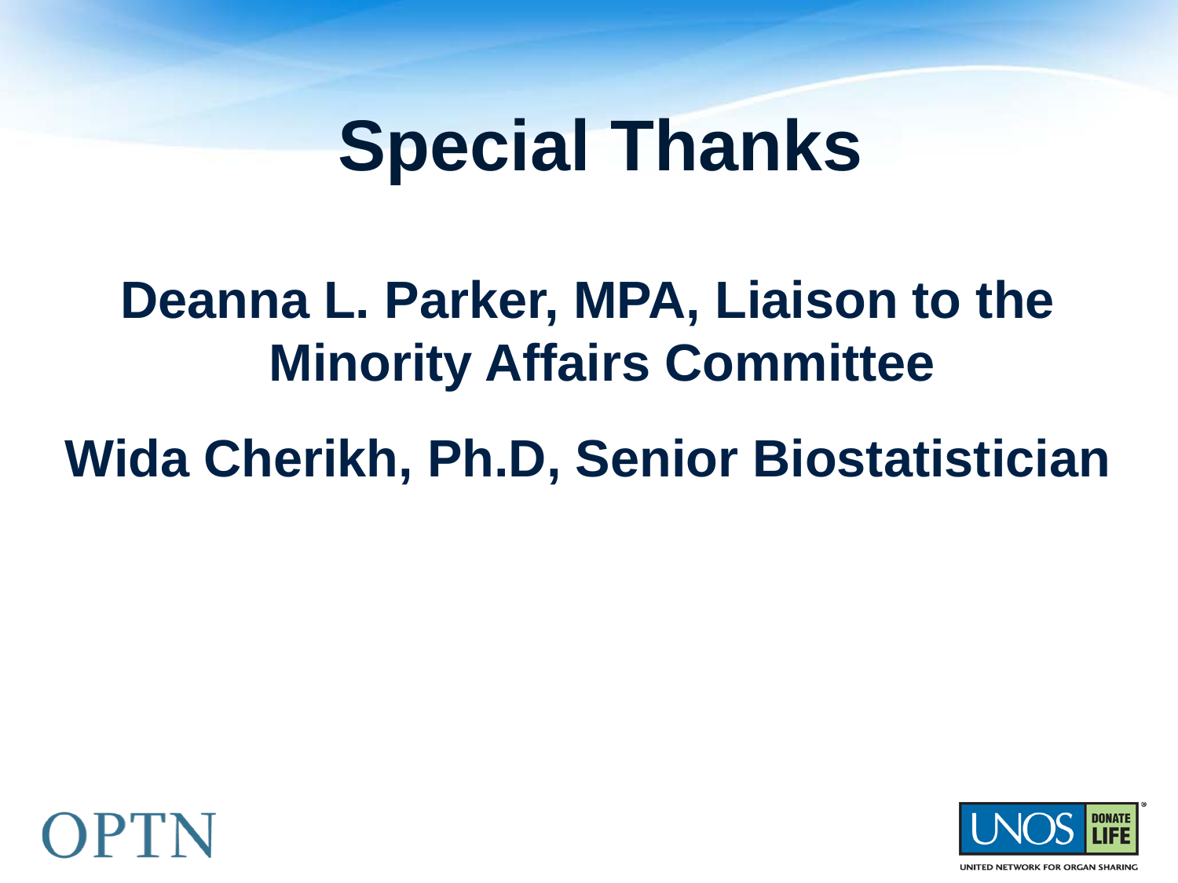# Special Thanks

**Deanna L. Parker, MPA, Liaison to the Minority Affairs Committee**

**Wida Cherikh, Ph.D, Senior Biostatistician**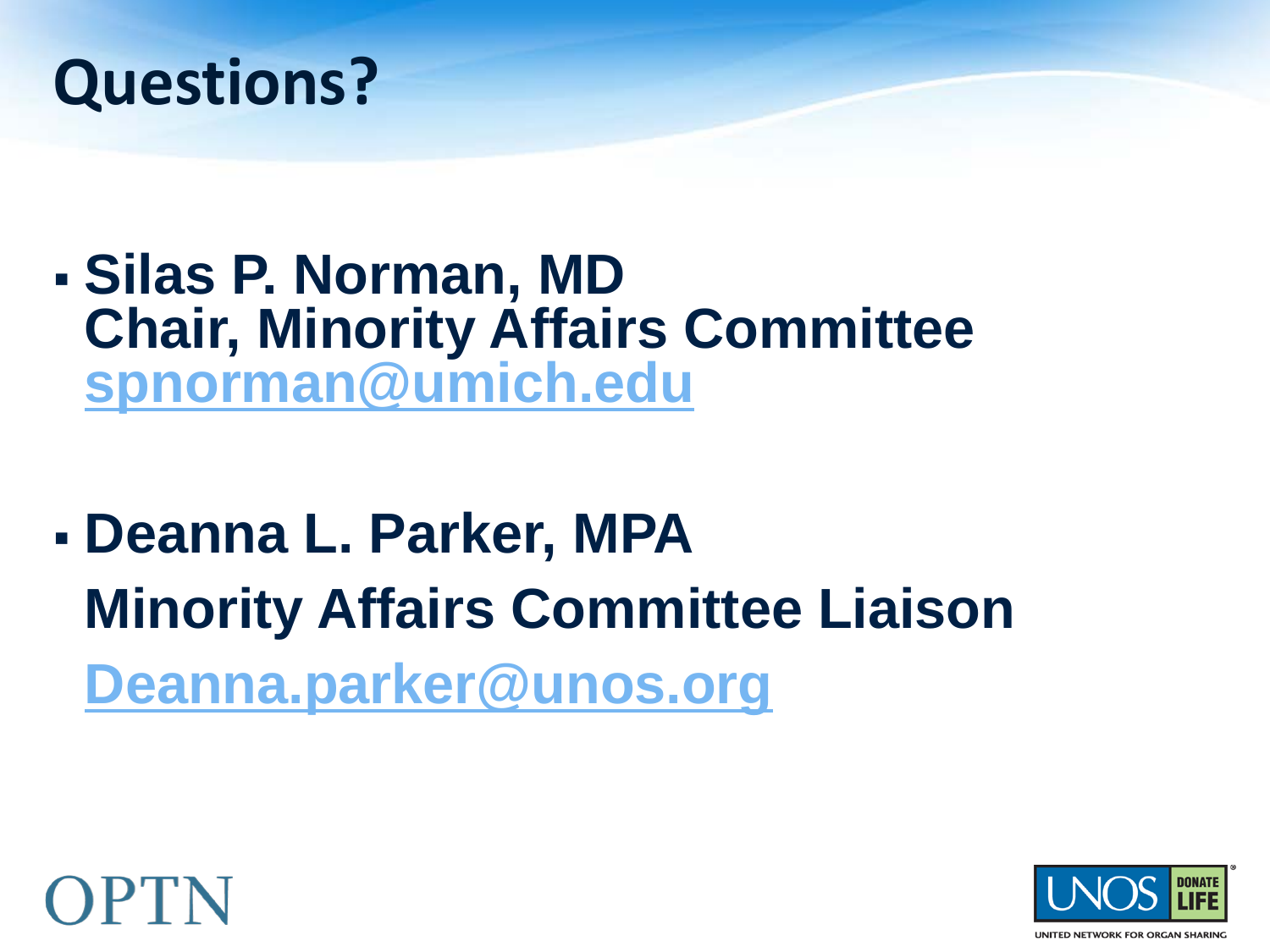# Questions?

- **Silas P. Norman, MD**
  **Chair, Minority Affairs Committee**
  **spnorman@umich.edu**

- **Deanna L. Parker, MPA**
  **Minority Affairs Committee Liaison**
  **Deanna.parker@unos.org**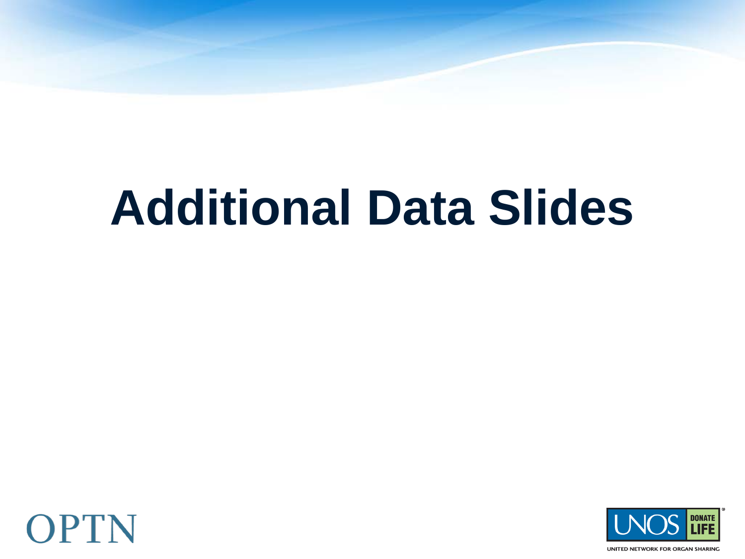# Additional Data Slides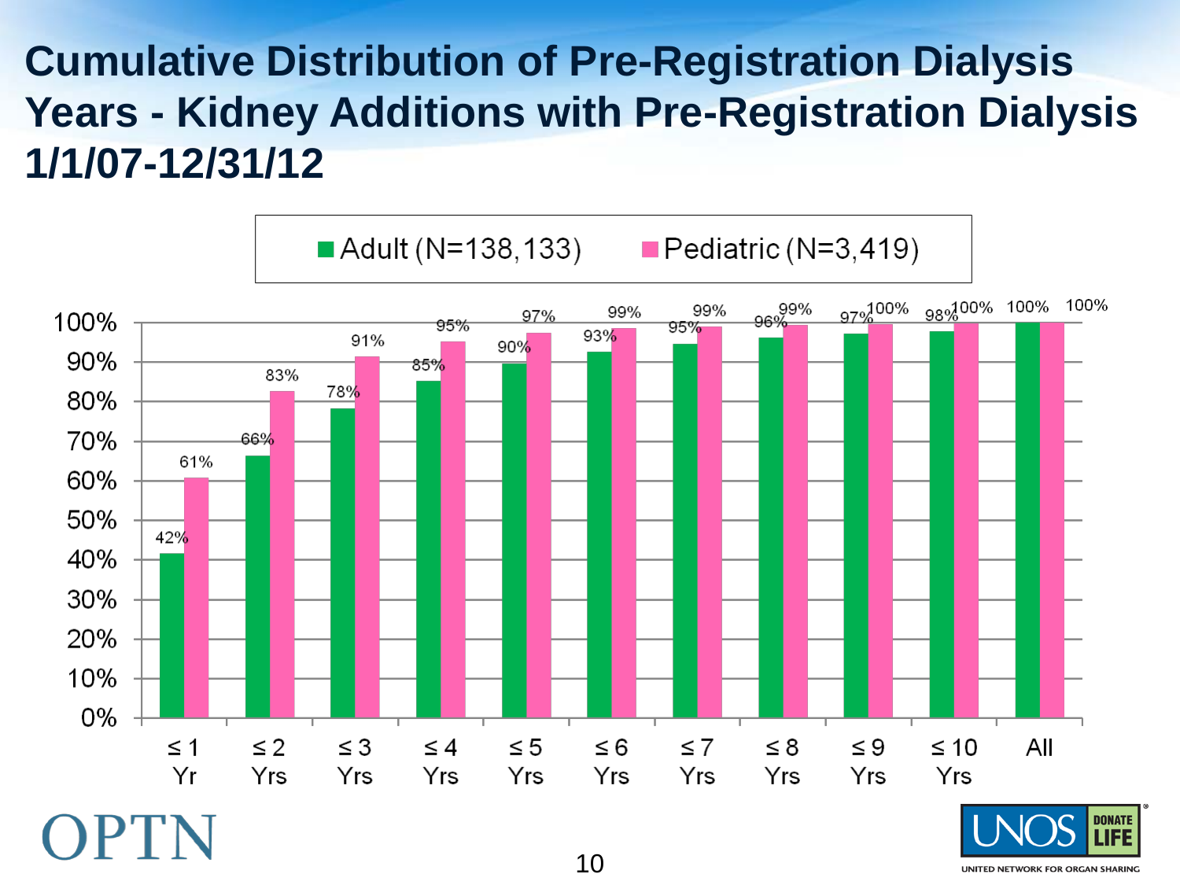# Cumulative Distribution of Pre-Registration Dialysis Years - Kidney Additions with Pre-Registration Dialysis 1/1/07-12/31/12

| | ≤ 1 Yr | ≤ 2 Yrs | ≤ 3 Yrs | ≤ 4 Yrs | ≤ 5 Yrs | ≤ 6 Yrs | ≤ 7 Yrs | ≤ 8 Yrs | ≤ 9 Yrs | ≤ 10 Yrs | All |
|---|---|---|---|---|---|---|---|---|---|---|---|
| Adult (N=138,133) | 42% | 66% | 78% | 85% | 90% | 93% | 95% | 96% | 97% | 98% | 100% |
| Pediatric (N=3,419) | 61% | 83% | 91% | 95% | 97% | 99% | 99% | 99% | 100% | 100% | 100% |

OPTN

UNOS DONATE LIFE

UNITED NETWORK FOR ORGAN SHARING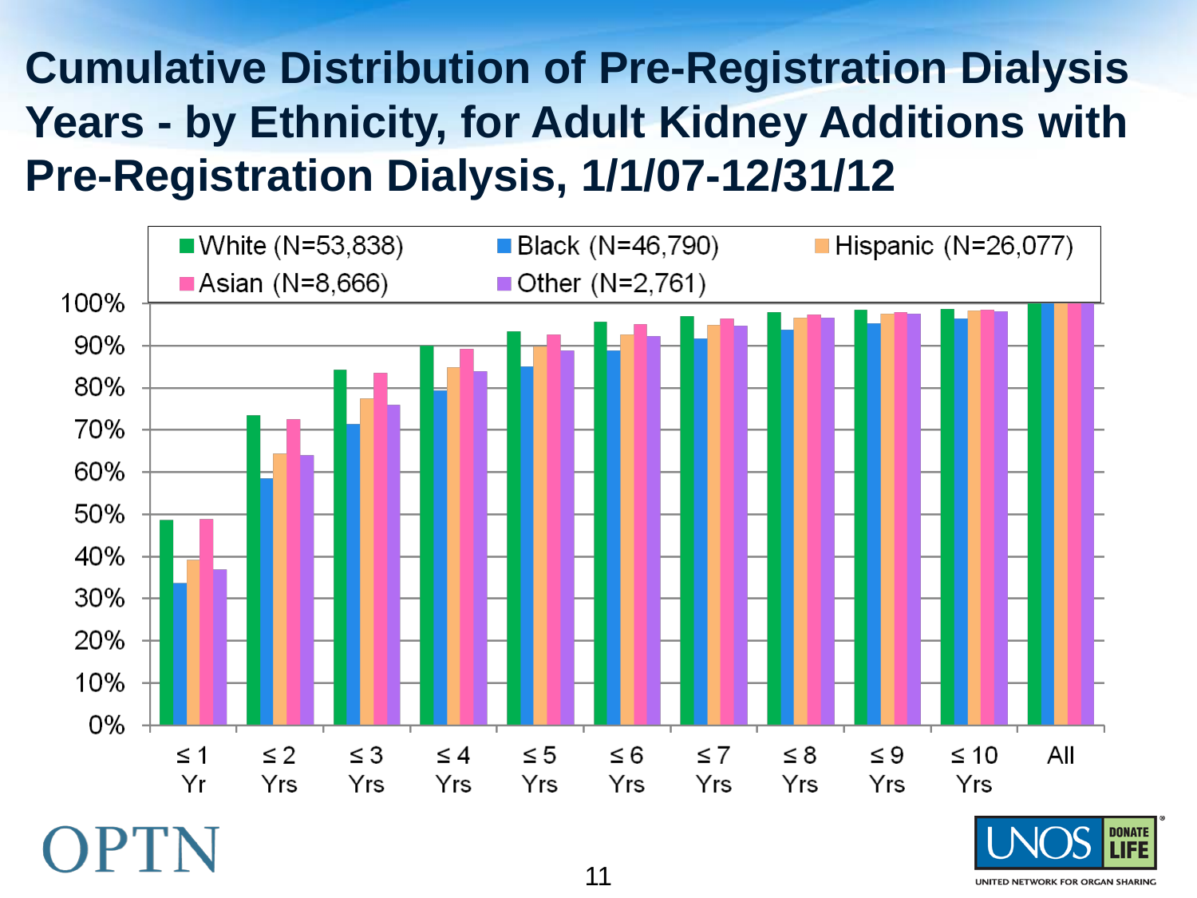# Cumulative Distribution of Pre-Registration Dialysis Years - by Ethnicity, for Adult Kidney Additions with Pre-Registration Dialysis, 1/1/07-12/31/12

White (N=53,838)
Black (N=46,790)
Hispanic (N=26,077)
Asian (N=8,666)
Other (N=2,761)

100%
90%
80%
70%
60%
50%
40%
30%
20%
10%
0%

≤ 1 Yr
≤ 2 Yrs
≤ 3 Yrs
≤ 4 Yrs
≤ 5 Yrs
≤ 6 Yrs
≤ 7 Yrs
≤ 8 Yrs
≤ 9 Yrs
≤ 10 Yrs
All

OPTN

UNOS DONATE LIFE
UNITED NETWORK FOR ORGAN SHARING